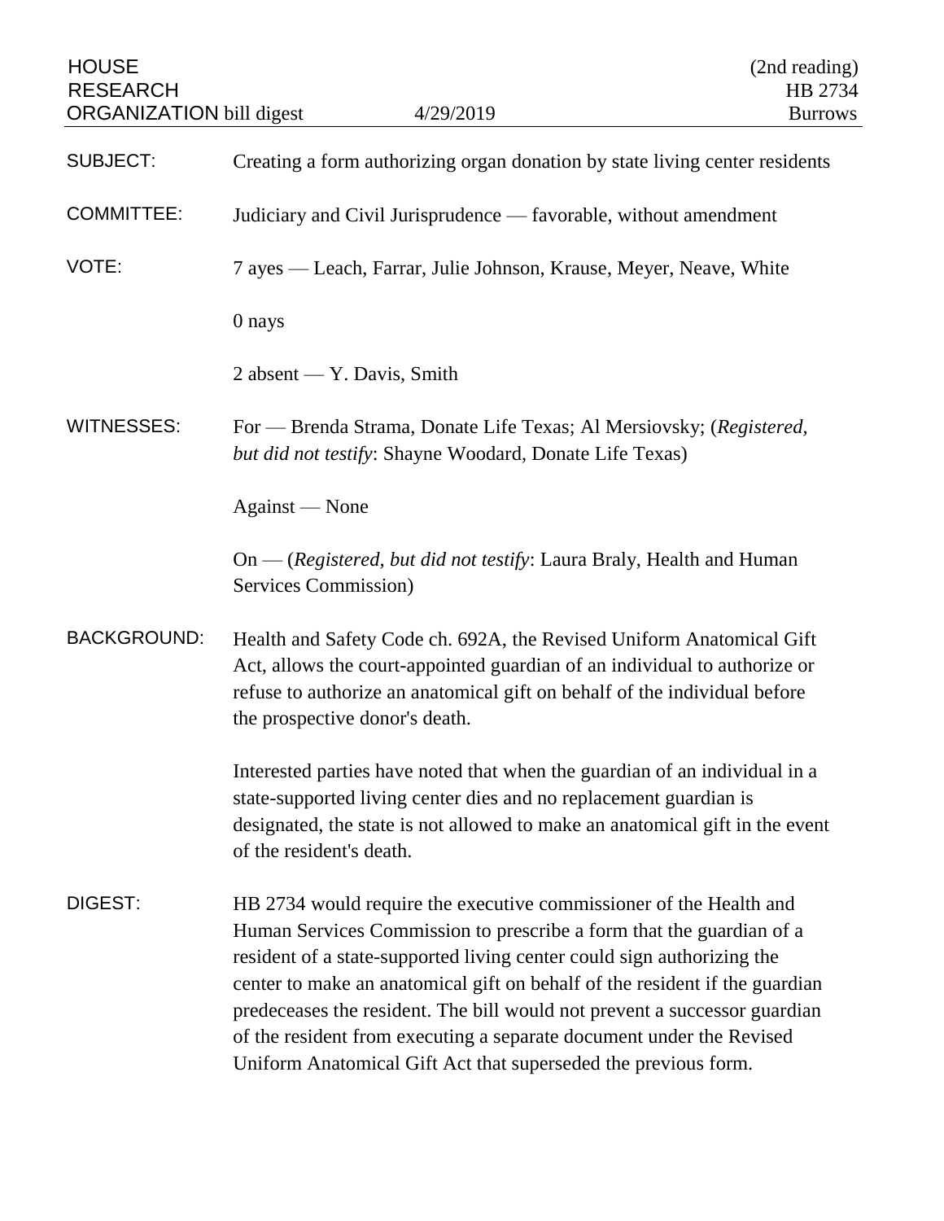HOUSE RESEARCH ORGANIZATION bill digest | 4/29/2019 | (2nd reading) HB 2734 Burrows

SUBJECT: Creating a form authorizing organ donation by state living center residents

COMMITTEE: Judiciary and Civil Jurisprudence — favorable, without amendment

VOTE: 7 ayes — Leach, Farrar, Julie Johnson, Krause, Meyer, Neave, White

0 nays

2 absent — Y. Davis, Smith

WITNESSES: For — Brenda Strama, Donate Life Texas; Al Mersiovsky; (*Registered, but did not testify*: Shayne Woodard, Donate Life Texas)

Against — None

On — (*Registered, but did not testify*: Laura Braly, Health and Human Services Commission)

BACKGROUND: Health and Safety Code ch. 692A, the Revised Uniform Anatomical Gift Act, allows the court-appointed guardian of an individual to authorize or refuse to authorize an anatomical gift on behalf of the individual before the prospective donor's death.

Interested parties have noted that when the guardian of an individual in a state-supported living center dies and no replacement guardian is designated, the state is not allowed to make an anatomical gift in the event of the resident's death.

DIGEST: HB 2734 would require the executive commissioner of the Health and Human Services Commission to prescribe a form that the guardian of a resident of a state-supported living center could sign authorizing the center to make an anatomical gift on behalf of the resident if the guardian predeceases the resident. The bill would not prevent a successor guardian of the resident from executing a separate document under the Revised Uniform Anatomical Gift Act that superseded the previous form.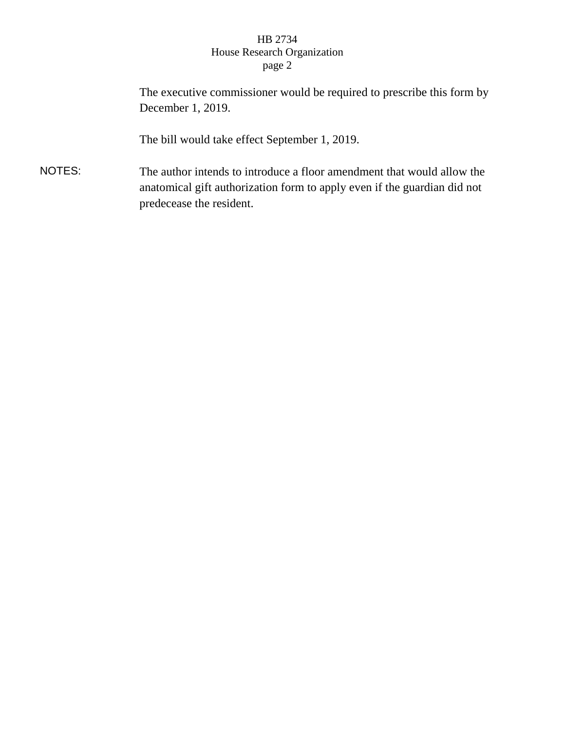The executive commissioner would be required to prescribe this form by December 1, 2019.

The bill would take effect September 1, 2019.

NOTES: The author intends to introduce a floor amendment that would allow the anatomical gift authorization form to apply even if the guardian did not predecease the resident.